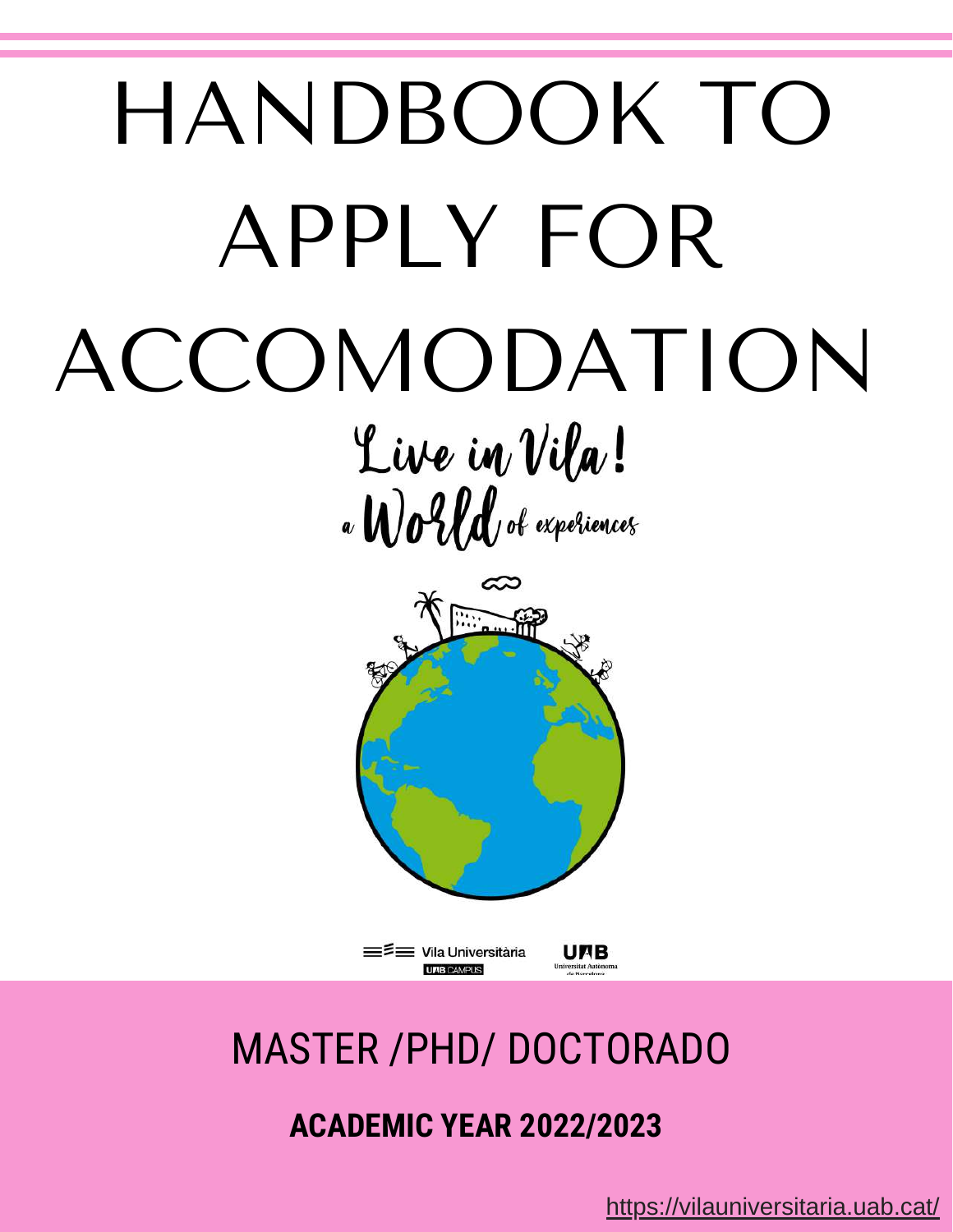# HANDBOOK TO APPLY FOR ACCOMODATION

Live in Vila!

a World of experiences

Vila Universitària UAB CAMPUS

UAB Universitat Autònoma de Barcelona

## MASTER /PHD/ DOCTORADO

**ACADEMIC YEAR 2022/2023**

https://vilauniversitaria.uab.cat/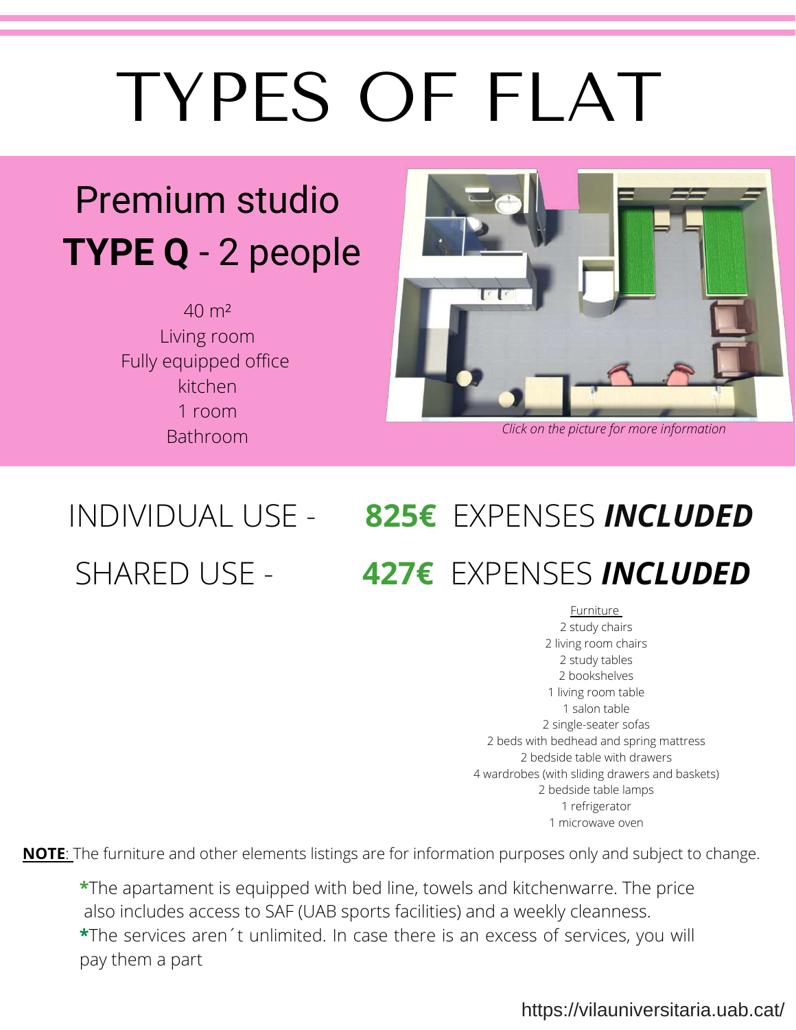# TYPES OF FLAT

## Premium studio **TYPE Q** - 2 people

40 m²
Living room
Fully equipped office kitchen
1 room
Bathroom

*Click on the picture for more information*

INDIVIDUAL USE - **825€** EXPENSES ***INCLUDED***

SHARED USE - **427€** EXPENSES ***INCLUDED***

Furniture

2 study chairs
2 living room chairs
2 study tables
2 bookshelves
1 living room table
1 salon table
2 single-seater sofas
2 beds with bedhead and spring mattress
2 bedside table with drawers
4 wardrobes (with sliding drawers and baskets)
2 bedside table lamps
1 refrigerator
1 microwave oven

**NOTE**: The furniture and other elements listings are for information purposes only and subject to change.

*The apartament is equipped with bed line, towels and kitchenwarre. The price also includes access to SAF (UAB sports facilities) and a weekly cleanness.
*The services aren´t unlimited. In case there is an excess of services, you will pay them a part

https://vilauniversitaria.uab.cat/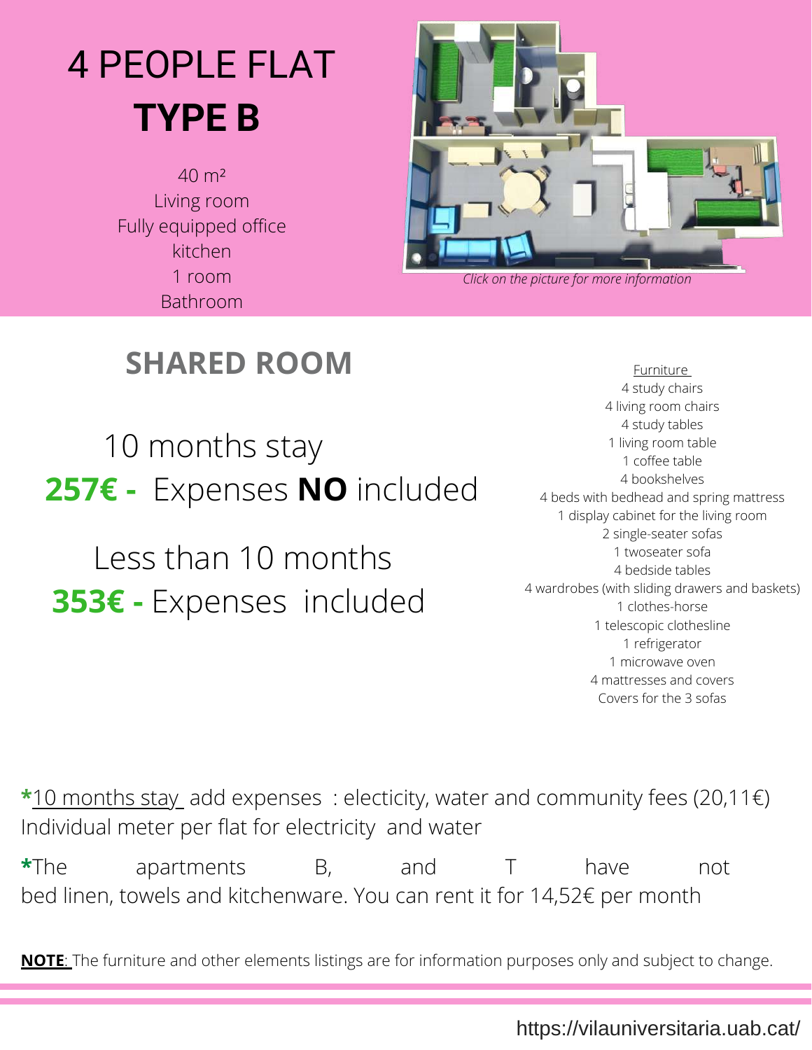# 4 PEOPLE FLAT
# **TYPE B**

40 m²
Living room
Fully equipped office
kitchen
1 room
Bathroom

*Click on the picture for more information*

## SHARED ROOM

10 months stay
**257€ -** Expenses **NO** included

Less than 10 months
**353€ -** Expenses included

Furniture
4 study chairs
4 living room chairs
4 study tables
1 living room table
1 coffee table
4 bookshelves
4 beds with bedhead and spring mattress
1 display cabinet for the living room
2 single-seater sofas
1 twoseater sofa
4 bedside tables
4 wardrobes (with sliding drawers and baskets)
1 clothes-horse
1 telescopic clothesline
1 refrigerator
1 microwave oven
4 mattresses and covers
Covers for the 3 sofas

*10 months stay add expenses : electicity, water and community fees (20,11€)
Individual meter per flat for electricity and water

*The apartments B, and T have not bed linen, towels and kitchenware. You can rent it for 14,52€ per month

**NOTE**: The furniture and other elements listings are for information purposes only and subject to change.

https://vilauniversitaria.uab.cat/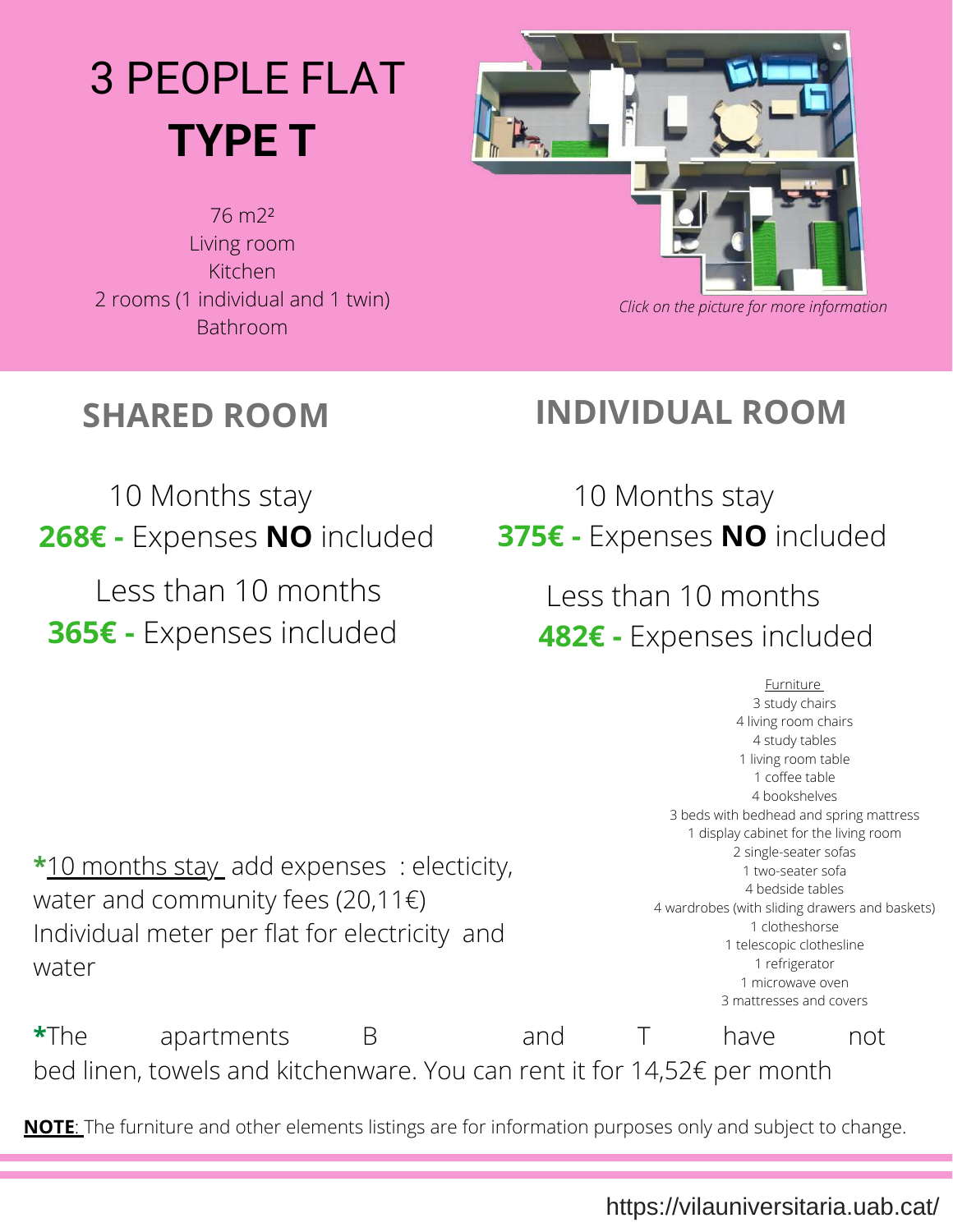# 3 PEOPLE FLAT
# **TYPE T**

76 m2²
Living room
Kitchen
2 rooms (1 individual and 1 twin)
Bathroom

*Click on the picture for more information*

## SHARED ROOM

10 Months stay
**268€ -** Expenses **NO** included

Less than 10 months
**365€ -** Expenses included

## INDIVIDUAL ROOM

10 Months stay
**375€ -** Expenses **NO** included

Less than 10 months
**482€ -** Expenses included

Furniture
3 study chairs
4 living room chairs
4 study tables
1 living room table
1 coffee table
4 bookshelves
3 beds with bedhead and spring mattress
1 display cabinet for the living room
2 single-seater sofas
1 two-seater sofa
4 bedside tables
4 wardrobes (with sliding drawers and baskets)
1 clotheshorse
1 telescopic clothesline
1 refrigerator
1 microwave oven
3 mattresses and covers

**\***10 months stay add expenses : electicity, water and community fees (20,11€) Individual meter per flat for electricity and water

**\***The apartments B and T have not bed linen, towels and kitchenware. You can rent it for 14,52€ per month

**NOTE**: The furniture and other elements listings are for information purposes only and subject to change.

https://vilauniversitaria.uab.cat/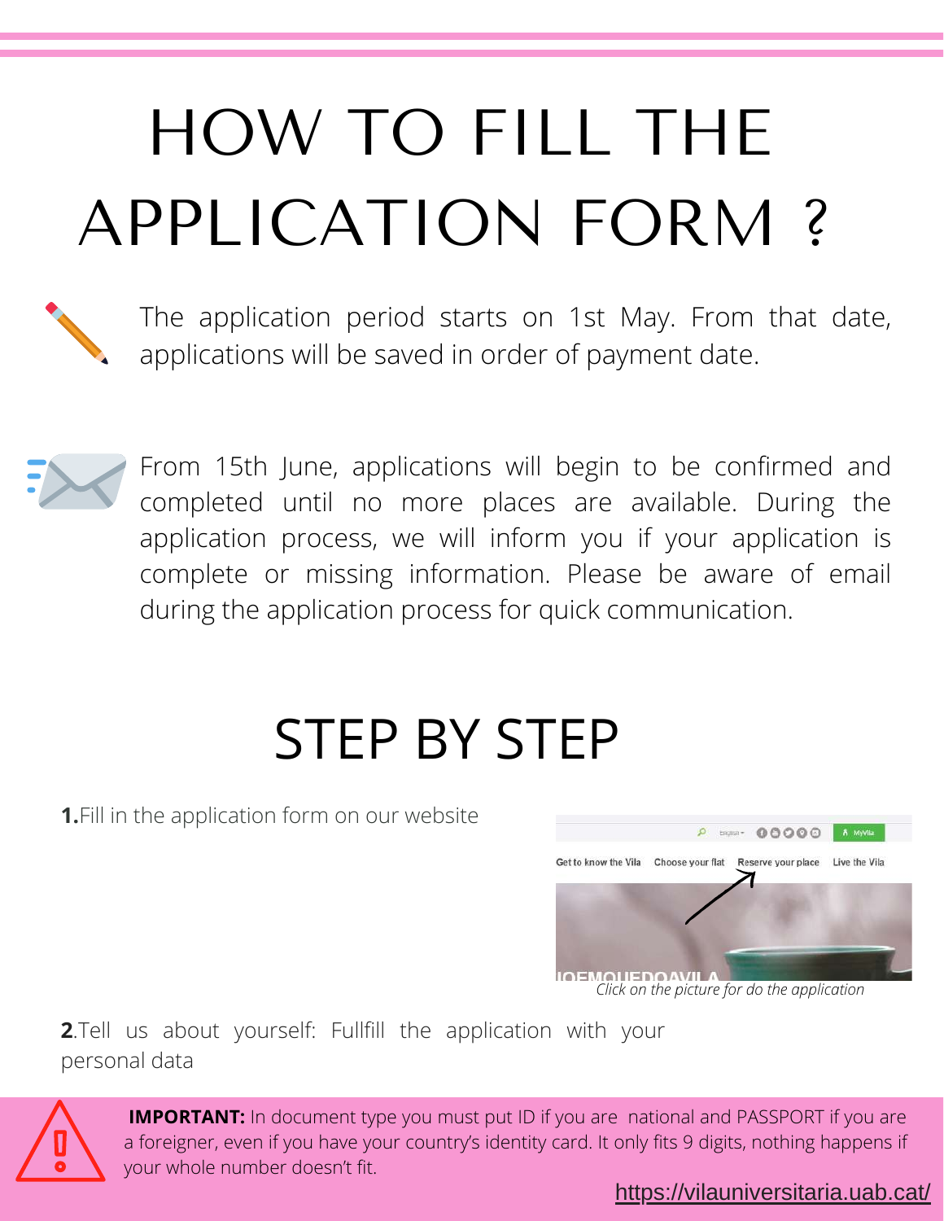# HOW TO FILL THE APPLICATION FORM ?

The application period starts on 1st May. From that date, applications will be saved in order of payment date.

From 15th June, applications will begin to be confirmed and completed until no more places are available. During the application process, we will inform you if your application is complete or missing information. Please be aware of email during the application process for quick communication.

## STEP BY STEP

**1.** Fill in the application form on our website

*Click on the picture for do the application*

**2.** Tell us about yourself: Fullfill the application with your personal data

**IMPORTANT:** In document type you must put ID if you are national and PASSPORT if you are a foreigner, even if you have your country's identity card. It only fits 9 digits, nothing happens if your whole number doesn't fit.

https://vilauniversitaria.uab.cat/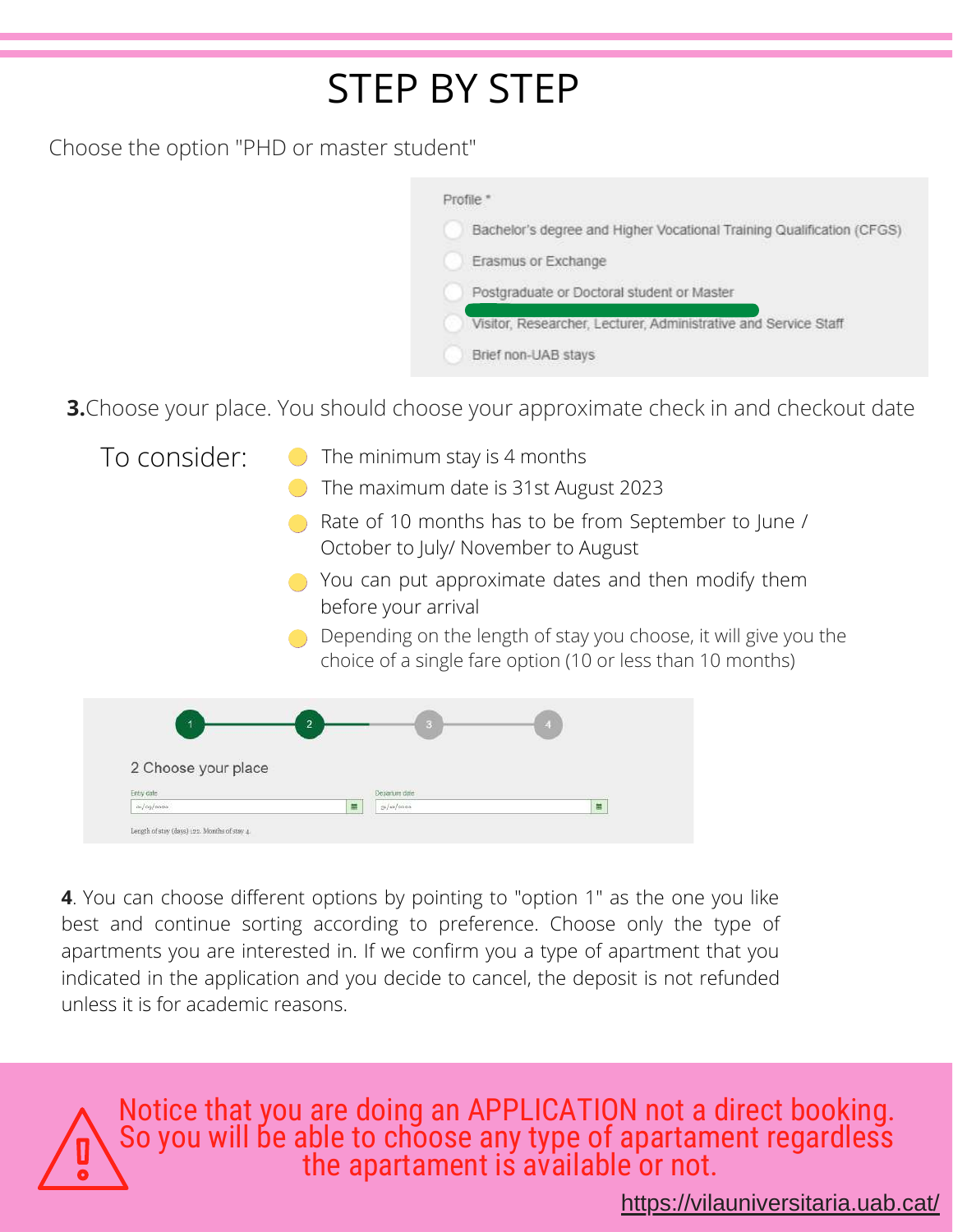# STEP BY STEP

Choose the option "PHD or master student"

Profile *

- Bachelor's degree and Higher Vocational Training Qualification (CFGS)
- Erasmus or Exchange
- Postgraduate or Doctoral student or Master
- Visitor, Researcher, Lecturer, Administrative and Service Staff
- Brief non-UAB stays

**3.**Choose your place. You should choose your approximate check in and checkout date

To consider:

- The minimum stay is 4 months
- The maximum date is 31st August 2023
- Rate of 10 months has to be from September to June / October to July/ November to August
- You can put approximate dates and then modify them before your arrival
- Depending on the length of stay you choose, it will give you the choice of a single fare option (10 or less than 10 months)

1 2 3 4

2 Choose your place

Entry date | Departure date

**4**. You can choose different options by pointing to "option 1" as the one you like best and continue sorting according to preference. Choose only the type of apartments you are interested in. If we confirm you a type of apartment that you indicated in the application and you decide to cancel, the deposit is not refunded unless it is for academic reasons.

Notice that you are doing an APPLICATION not a direct booking. So you will be able to choose any type of apartament regardless the apartament is available or not.

https://vilauniversitaria.uab.cat/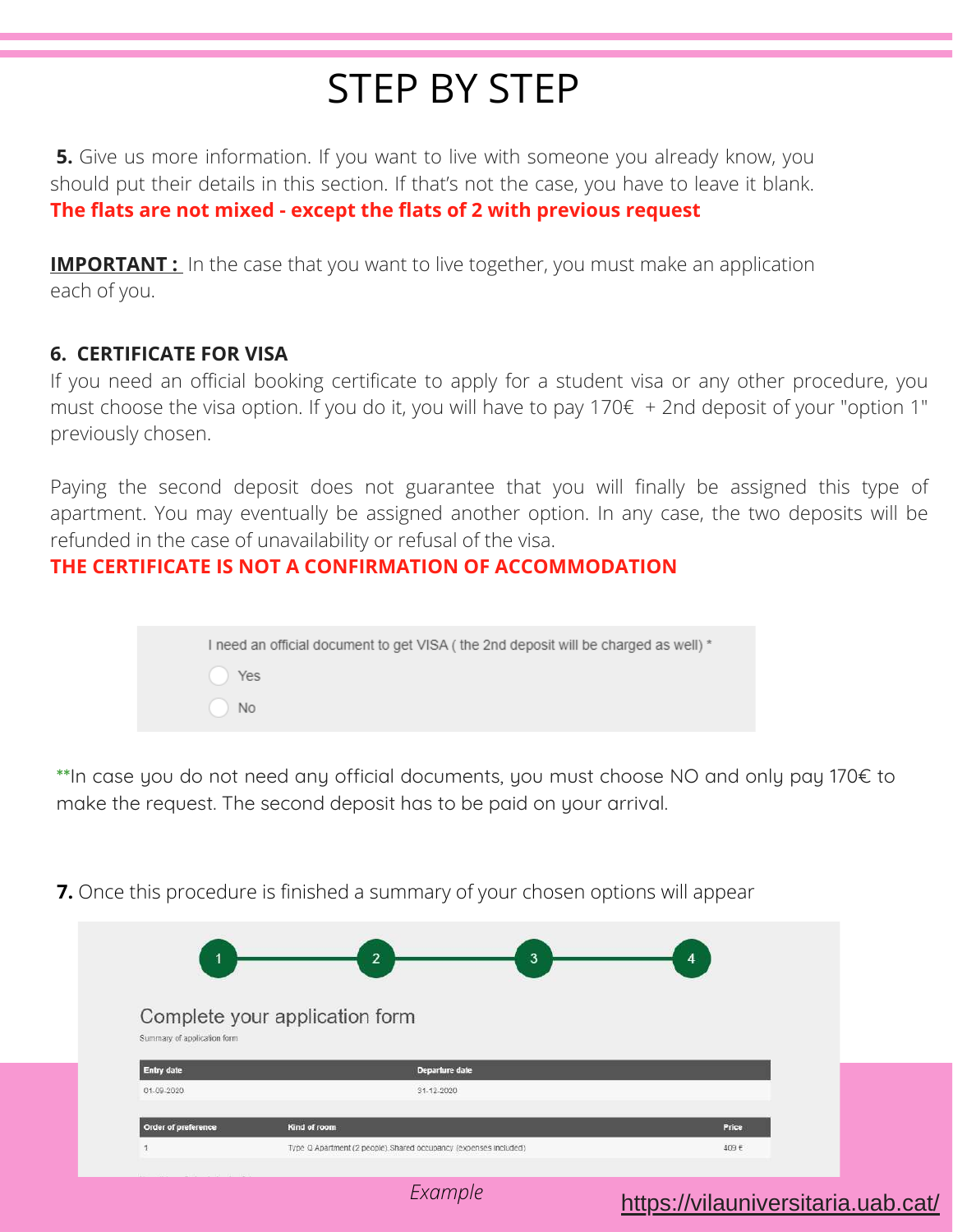# STEP BY STEP

**5.** Give us more information. If you want to live with someone you already know, you should put their details in this section. If that's not the case, you have to leave it blank.
**The flats are not mixed - except the flats of 2 with previous request**

**IMPORTANT :** In the case that you want to live together, you must make an application each of you.

**6. CERTIFICATE FOR VISA**

If you need an official booking certificate to apply for a student visa or any other procedure, you must choose the visa option. If you do it, you will have to pay 170€ + 2nd deposit of your "option 1" previously chosen.

Paying the second deposit does not guarantee that you will finally be assigned this type of apartment. You may eventually be assigned another option. In any case, the two deposits will be refunded in the case of unavailability or refusal of the visa.

**THE CERTIFICATE IS NOT A CONFIRMATION OF ACCOMMODATION**

I need an official document to get VISA ( the 2nd deposit will be charged as well) *

- Yes
- No

**In case you do not need any official documents, you must choose NO and only pay 170€ to make the request. The second deposit has to be paid on your arrival.

**7.** Once this procedure is finished a summary of your chosen options will appear

1 — 2 — 3 — 4

Complete your application form

Summary of application form

| Entry date | Departure date |
|---|---|
| 01-09-2020 | 31-12-2020 |

| Order of preference | Kind of room | Price |
|---|---|---|
| 1 | Type Q Apartment (2 people) Shared occupancy (expenses included) | 409 € |

*Example*

https://vilauniversitaria.uab.cat/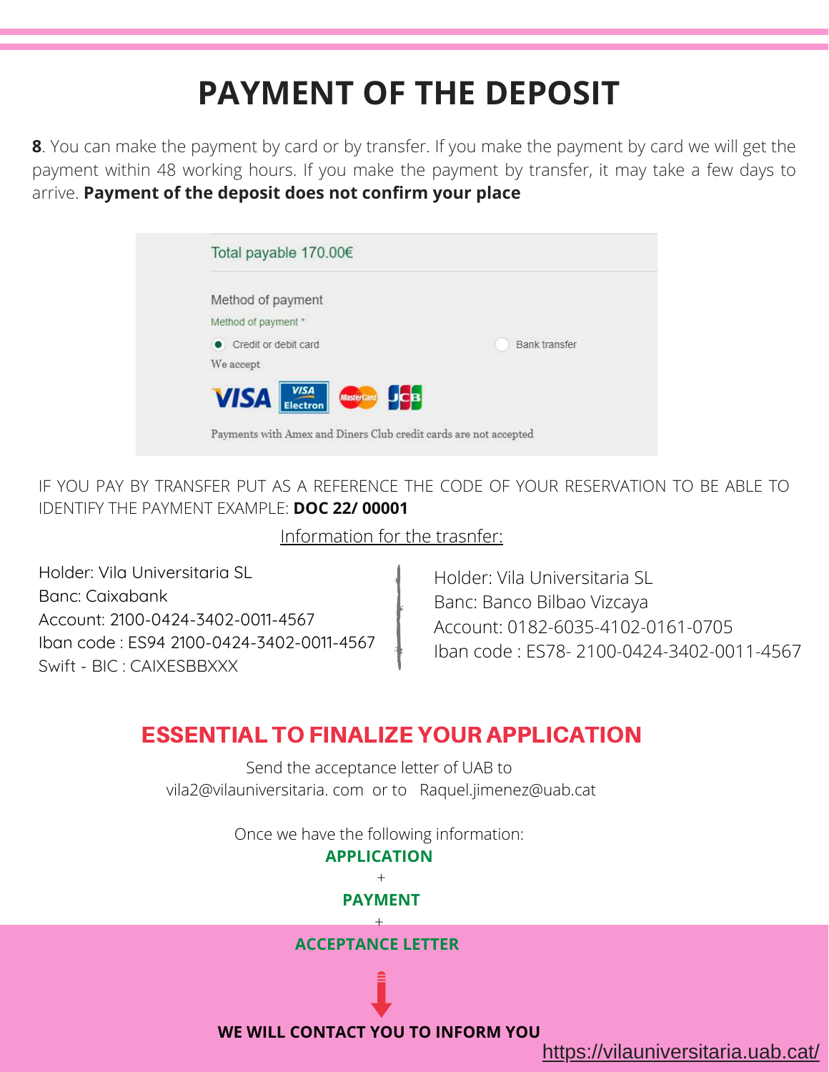# PAYMENT OF THE DEPOSIT

**8**. You can make the payment by card or by transfer. If you make the payment by card we will get the payment within 48 working hours. If you make the payment by transfer, it may take a few days to arrive. **Payment of the deposit does not confirm your place**

Total payable 170.00€

Method of payment

Method of payment *

- (•) Credit or debit card
- ( ) Bank transfer

We accept

VISA, VISA Electron, MasterCard, JCB

Payments with Amex and Diners Club credit cards are not accepted

IF YOU PAY BY TRANSFER PUT AS A REFERENCE THE CODE OF YOUR RESERVATION TO BE ABLE TO IDENTIFY THE PAYMENT EXAMPLE: **DOC 22/ 00001**

Information for the trasnfer:

Holder: Vila Universitaria SL
Banc: Caixabank
Account: 2100-0424-3402-0011-4567
Iban code : ES94 2100-0424-3402-0011-4567
Swift - BIC : CAIXESBBXXX

Holder: Vila Universitaria SL
Banc: Banco Bilbao Vizcaya
Account: 0182-6035-4102-0161-0705
Iban code : ES78- 2100-0424-3402-0011-4567

## ESSENTIAL TO FINALIZE YOUR APPLICATION

Send the acceptance letter of UAB to
vila2@vilauniversitaria. com or to Raquel.jimenez@uab.cat

Once we have the following information:

**APPLICATION**
+
**PAYMENT**
+
**ACCEPTANCE LETTER**

**WE WILL CONTACT YOU TO INFORM YOU**

https://vilauniversitaria.uab.cat/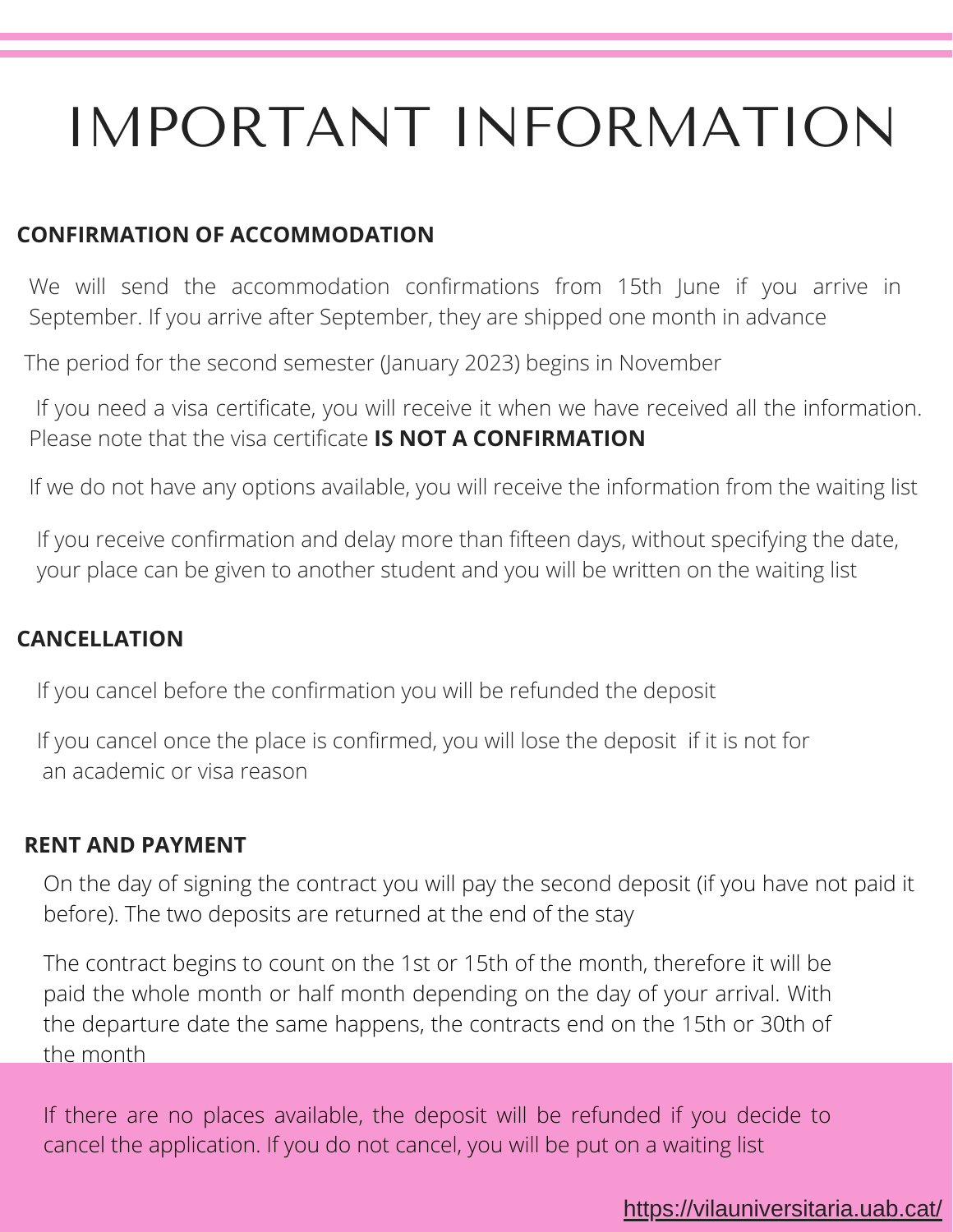# IMPORTANT INFORMATION

## CONFIRMATION OF ACCOMMODATION

We will send the accommodation confirmations from 15th June if you arrive in September. If you arrive after September, they are shipped one month in advance

The period for the second semester (January 2023) begins in November

If you need a visa certificate, you will receive it when we have received all the information. Please note that the visa certificate **IS NOT A CONFIRMATION**

If we do not have any options available, you will receive the information from the waiting list

If you receive confirmation and delay more than fifteen days, without specifying the date, your place can be given to another student and you will be written on the waiting list

## CANCELLATION

If you cancel before the confirmation you will be refunded the deposit

If you cancel once the place is confirmed, you will lose the deposit if it is not for an academic or visa reason

## RENT AND PAYMENT

On the day of signing the contract you will pay the second deposit (if you have not paid it before). The two deposits are returned at the end of the stay

The contract begins to count on the 1st or 15th of the month, therefore it will be paid the whole month or half month depending on the day of your arrival. With the departure date the same happens, the contracts end on the 15th or 30th of the month

If there are no places available, the deposit will be refunded if you decide to cancel the application. If you do not cancel, you will be put on a waiting list

https://vilauniversitaria.uab.cat/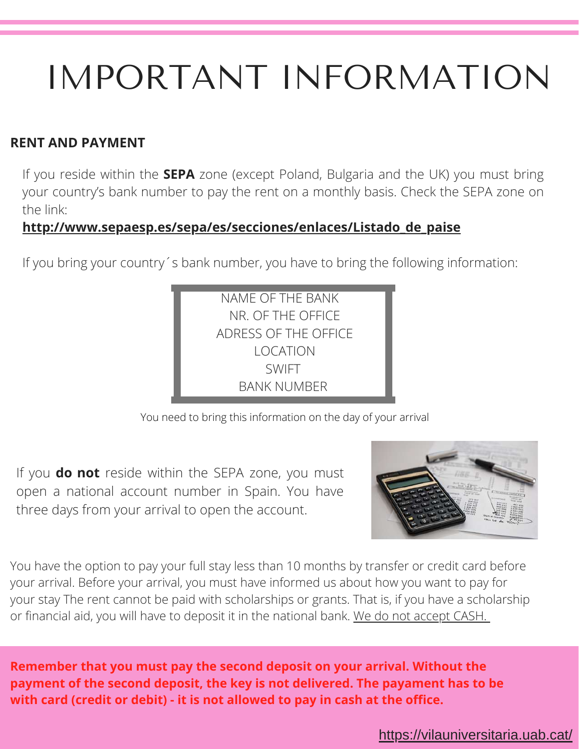# IMPORTANT INFORMATION

## RENT AND PAYMENT

If you reside within the **SEPA** zone (except Poland, Bulgaria and the UK) you must bring your country's bank number to pay the rent on a monthly basis. Check the SEPA zone on the link:

**http://www.sepaesp.es/sepa/es/secciones/enlaces/Listado_de_paise**

If you bring your country´s bank number, you have to bring the following information:

NAME OF THE BANK
NR. OF THE OFFICE
ADRESS OF THE OFFICE
LOCATION
SWIFT
BANK NUMBER

You need to bring this information on the day of your arrival

If you **do not** reside within the SEPA zone, you must open a national account number in Spain. You have three days from your arrival to open the account.

You have the option to pay your full stay less than 10 months by transfer or credit card before your arrival. Before your arrival, you must have informed us about how you want to pay for your stay The rent cannot be paid with scholarships or grants. That is, if you have a scholarship or financial aid, you will have to deposit it in the national bank. We do not accept CASH.

**Remember that you must pay the second deposit on your arrival. Without the payment of the second deposit, the key is not delivered. The payament has to be with card (credit or debit) - it is not allowed to pay in cash at the office.**

https://vilauniversitaria.uab.cat/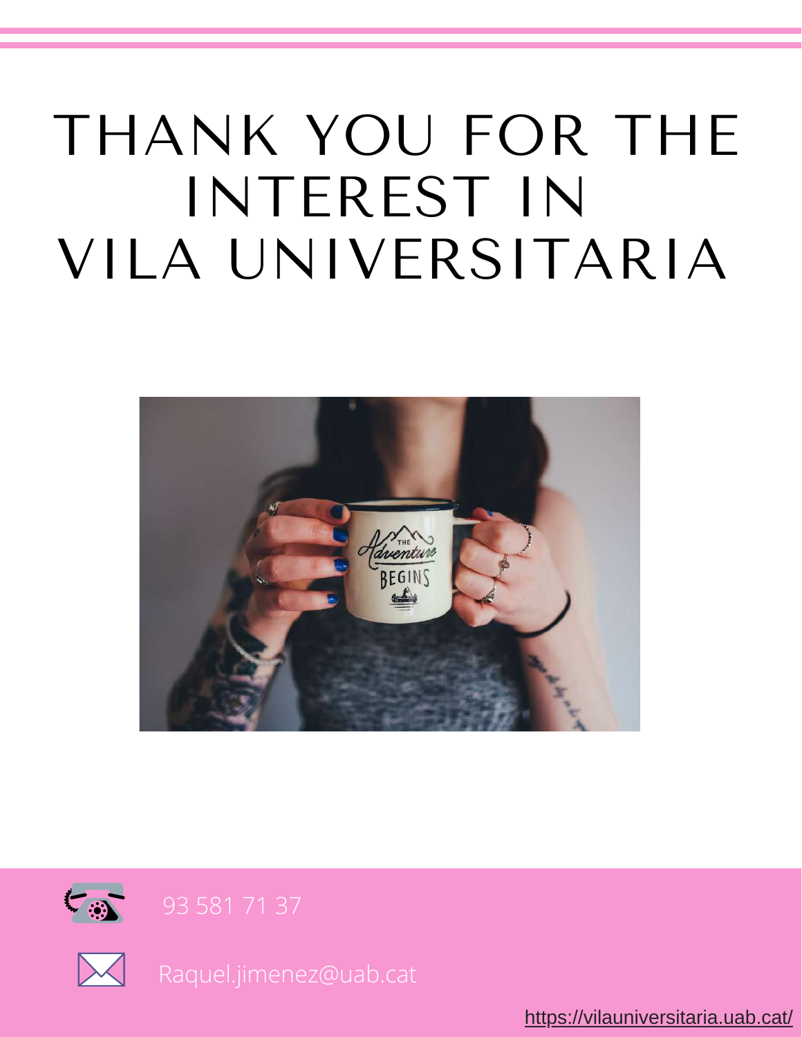# THANK YOU FOR THE INTEREST IN VILA UNIVERSITARIA

93 581 71 37

Raquel.jimenez@uab.cat

https://vilauniversitaria.uab.cat/